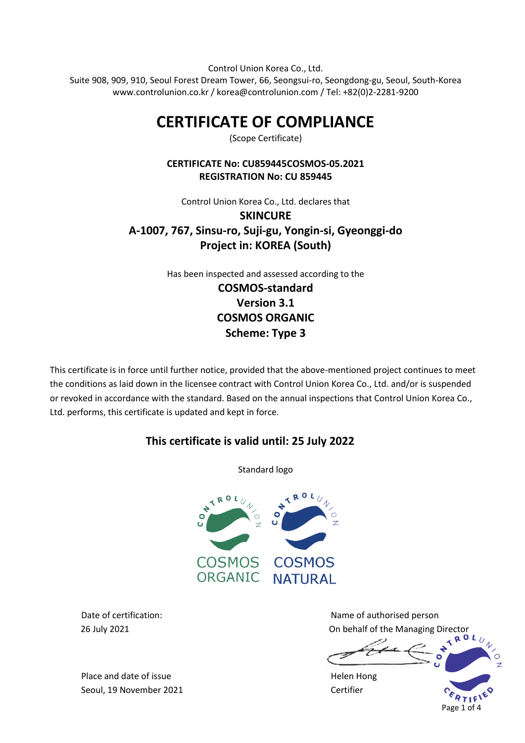Control Union Korea Co., Ltd.
Suite 908, 909, 910, Seoul Forest Dream Tower, 66, Seongsui-ro, Seongdong-gu, Seoul, South-Korea
www.controlunion.co.kr / korea@controlunion.com / Tel: +82(0)2-2281-9200

# CERTIFICATE OF COMPLIANCE

(Scope Certificate)

**CERTIFICATE No: CU859445COSMOS-05.2021**
**REGISTRATION No: CU 859445**

Control Union Korea Co., Ltd. declares that

**SKINCURE**
**A-1007, 767, Sinsu-ro, Suji-gu, Yongin-si, Gyeonggi-do**
**Project in: KOREA (South)**

Has been inspected and assessed according to the

**COSMOS-standard**
**Version 3.1**
**COSMOS ORGANIC**
**Scheme: Type 3**

This certificate is in force until further notice, provided that the above-mentioned project continues to meet the conditions as laid down in the licensee contract with Control Union Korea Co., Ltd. and/or is suspended or revoked in accordance with the standard. Based on the annual inspections that Control Union Korea Co., Ltd. performs, this certificate is updated and kept in force.

## This certificate is valid until: 25 July 2022

Standard logo

COSMOS ORGANIC COSMOS NATURAL

Date of certification:
26 July 2021

Place and date of issue
Seoul, 19 November 2021

Name of authorised person
On behalf of the Managing Director

Helen Hong
Certifier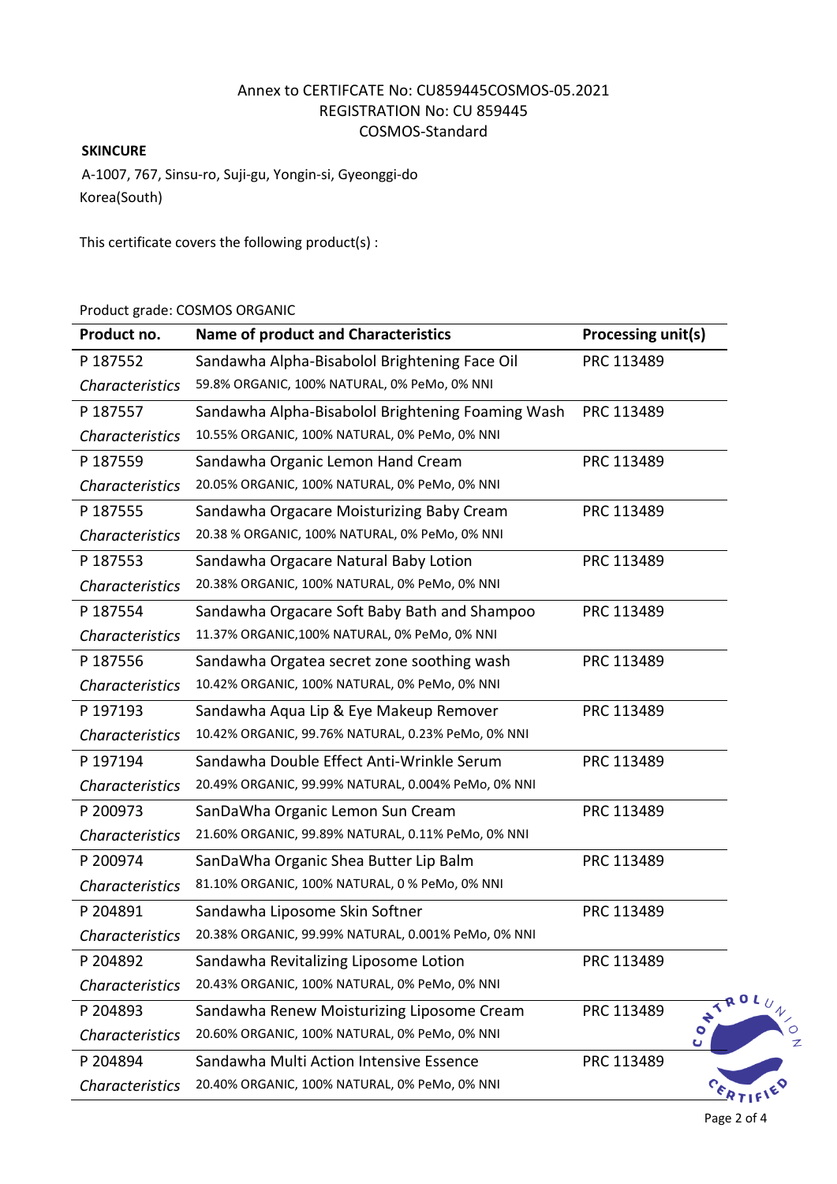Annex to CERTIFCATE No: CU859445COSMOS-05.2021
REGISTRATION No: CU 859445
COSMOS-Standard

**SKINCURE**

A-1007, 767, Sinsu-ro, Suji-gu, Yongin-si, Gyeonggi-do
Korea(South)

This certificate covers the following product(s) :

Product grade: COSMOS ORGANIC

| Product no. | Name of product and Characteristics | Processing unit(s) |
|---|---|---|
| P 187552 | Sandawha Alpha-Bisabolol Brightening Face Oil | PRC 113489 |
| *Characteristics* | 59.8% ORGANIC, 100% NATURAL, 0% PeMo, 0% NNI | |
| P 187557 | Sandawha Alpha-Bisabolol Brightening Foaming Wash | PRC 113489 |
| *Characteristics* | 10.55% ORGANIC, 100% NATURAL, 0% PeMo, 0% NNI | |
| P 187559 | Sandawha Organic Lemon Hand Cream | PRC 113489 |
| *Characteristics* | 20.05% ORGANIC, 100% NATURAL, 0% PeMo, 0% NNI | |
| P 187555 | Sandawha Orgacare Moisturizing Baby Cream | PRC 113489 |
| *Characteristics* | 20.38 % ORGANIC, 100% NATURAL, 0% PeMo, 0% NNI | |
| P 187553 | Sandawha Orgacare Natural Baby Lotion | PRC 113489 |
| *Characteristics* | 20.38% ORGANIC, 100% NATURAL, 0% PeMo, 0% NNI | |
| P 187554 | Sandawha Orgacare Soft Baby Bath and Shampoo | PRC 113489 |
| *Characteristics* | 11.37% ORGANIC,100% NATURAL, 0% PeMo, 0% NNI | |
| P 187556 | Sandawha Orgatea secret zone soothing wash | PRC 113489 |
| *Characteristics* | 10.42% ORGANIC, 100% NATURAL, 0% PeMo, 0% NNI | |
| P 197193 | Sandawha Aqua Lip & Eye Makeup Remover | PRC 113489 |
| *Characteristics* | 10.42% ORGANIC, 99.76% NATURAL, 0.23% PeMo, 0% NNI | |
| P 197194 | Sandawha Double Effect Anti-Wrinkle Serum | PRC 113489 |
| *Characteristics* | 20.49% ORGANIC, 99.99% NATURAL, 0.004% PeMo, 0% NNI | |
| P 200973 | SanDaWha Organic Lemon Sun Cream | PRC 113489 |
| *Characteristics* | 21.60% ORGANIC, 99.89% NATURAL, 0.11% PeMo, 0% NNI | |
| P 200974 | SanDaWha Organic Shea Butter Lip Balm | PRC 113489 |
| *Characteristics* | 81.10% ORGANIC, 100% NATURAL, 0 % PeMo, 0% NNI | |
| P 204891 | Sandawha Liposome Skin Softner | PRC 113489 |
| *Characteristics* | 20.38% ORGANIC, 99.99% NATURAL, 0.001% PeMo, 0% NNI | |
| P 204892 | Sandawha Revitalizing Liposome Lotion | PRC 113489 |
| *Characteristics* | 20.43% ORGANIC, 100% NATURAL, 0% PeMo, 0% NNI | |
| P 204893 | Sandawha Renew Moisturizing Liposome Cream | PRC 113489 |
| *Characteristics* | 20.60% ORGANIC, 100% NATURAL, 0% PeMo, 0% NNI | |
| P 204894 | Sandawha Multi Action Intensive Essence | PRC 113489 |
| *Characteristics* | 20.40% ORGANIC, 100% NATURAL, 0% PeMo, 0% NNI | |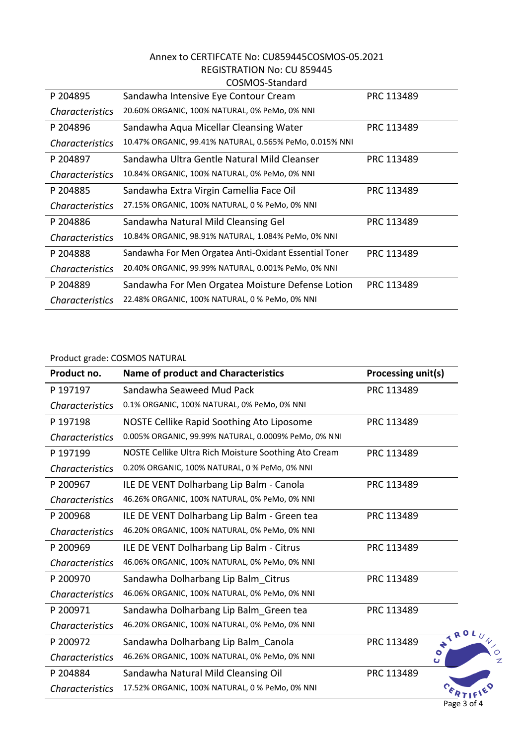Annex to CERTIFCATE No: CU859445COSMOS-05.2021
REGISTRATION No: CU 859445
COSMOS-Standard

| | | |
|---|---|---|
| P 204895 | Sandawha Intensive Eye Contour Cream | PRC 113489 |
| *Characteristics* | 20.60% ORGANIC, 100% NATURAL, 0% PeMo, 0% NNI | |
| P 204896 | Sandawha Aqua Micellar Cleansing Water | PRC 113489 |
| *Characteristics* | 10.47% ORGANIC, 99.41% NATURAL, 0.565% PeMo, 0.015% NNI | |
| P 204897 | Sandawha Ultra Gentle Natural Mild Cleanser | PRC 113489 |
| *Characteristics* | 10.84% ORGANIC, 100% NATURAL, 0% PeMo, 0% NNI | |
| P 204885 | Sandawha Extra Virgin Camellia Face Oil | PRC 113489 |
| *Characteristics* | 27.15% ORGANIC, 100% NATURAL, 0 % PeMo, 0% NNI | |
| P 204886 | Sandawha Natural Mild Cleansing Gel | PRC 113489 |
| *Characteristics* | 10.84% ORGANIC, 98.91% NATURAL, 1.084% PeMo, 0% NNI | |
| P 204888 | Sandawha For Men Orgatea Anti-Oxidant Essential Toner | PRC 113489 |
| *Characteristics* | 20.40% ORGANIC, 99.99% NATURAL, 0.001% PeMo, 0% NNI | |
| P 204889 | Sandawha For Men Orgatea Moisture Defense Lotion | PRC 113489 |
| *Characteristics* | 22.48% ORGANIC, 100% NATURAL, 0 % PeMo, 0% NNI | |

Product grade: COSMOS NATURAL

| **Product no.** | **Name of product and Characteristics** | **Processing unit(s)** |
|---|---|---|
| P 197197 | Sandawha Seaweed Mud Pack | PRC 113489 |
| *Characteristics* | 0.1% ORGANIC, 100% NATURAL, 0% PeMo, 0% NNI | |
| P 197198 | NOSTE Cellike Rapid Soothing Ato Liposome | PRC 113489 |
| *Characteristics* | 0.005% ORGANIC, 99.99% NATURAL, 0.0009% PeMo, 0% NNI | |
| P 197199 | NOSTE Cellike Ultra Rich Moisture Soothing Ato Cream | PRC 113489 |
| *Characteristics* | 0.20% ORGANIC, 100% NATURAL, 0 % PeMo, 0% NNI | |
| P 200967 | ILE DE VENT Dolharbang Lip Balm - Canola | PRC 113489 |
| *Characteristics* | 46.26% ORGANIC, 100% NATURAL, 0% PeMo, 0% NNI | |
| P 200968 | ILE DE VENT Dolharbang Lip Balm - Green tea | PRC 113489 |
| *Characteristics* | 46.20% ORGANIC, 100% NATURAL, 0% PeMo, 0% NNI | |
| P 200969 | ILE DE VENT Dolharbang Lip Balm - Citrus | PRC 113489 |
| *Characteristics* | 46.06% ORGANIC, 100% NATURAL, 0% PeMo, 0% NNI | |
| P 200970 | Sandawha Dolharbang Lip Balm_Citrus | PRC 113489 |
| *Characteristics* | 46.06% ORGANIC, 100% NATURAL, 0% PeMo, 0% NNI | |
| P 200971 | Sandawha Dolharbang Lip Balm_Green tea | PRC 113489 |
| *Characteristics* | 46.20% ORGANIC, 100% NATURAL, 0% PeMo, 0% NNI | |
| P 200972 | Sandawha Dolharbang Lip Balm_Canola | PRC 113489 |
| *Characteristics* | 46.26% ORGANIC, 100% NATURAL, 0% PeMo, 0% NNI | |
| P 204884 | Sandawha Natural Mild Cleansing Oil | PRC 113489 |
| *Characteristics* | 17.52% ORGANIC, 100% NATURAL, 0 % PeMo, 0% NNI | |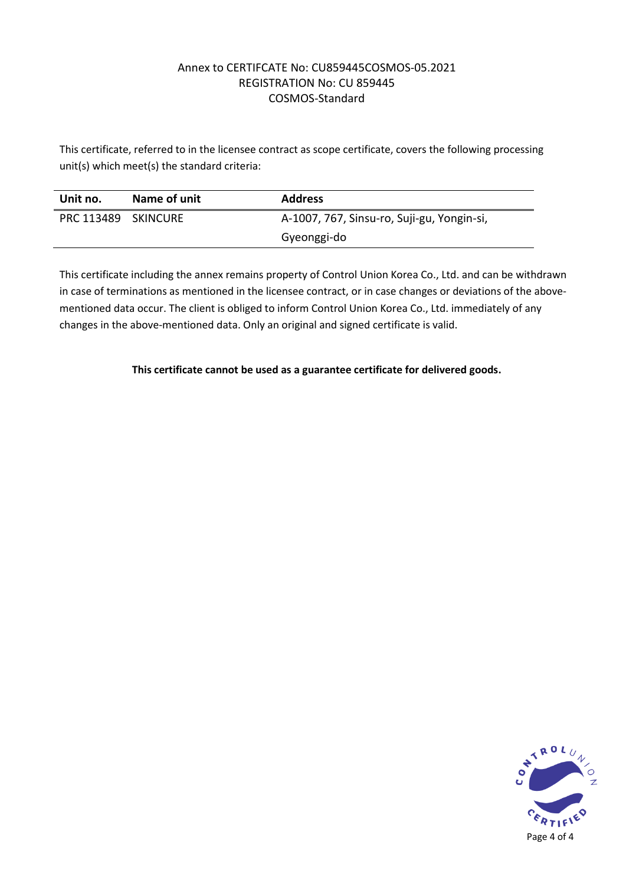Annex to CERTIFCATE No: CU859445COSMOS-05.2021
REGISTRATION No: CU 859445
COSMOS-Standard

This certificate, referred to in the licensee contract as scope certificate, covers the following processing unit(s) which meet(s) the standard criteria:

| Unit no. | Name of unit | Address |
|---|---|---|
| PRC 113489 | SKINCURE | A-1007, 767, Sinsu-ro, Suji-gu, Yongin-si, Gyeonggi-do |

This certificate including the annex remains property of Control Union Korea Co., Ltd. and can be withdrawn in case of terminations as mentioned in the licensee contract, or in case changes or deviations of the above-mentioned data occur. The client is obliged to inform Control Union Korea Co., Ltd. immediately of any changes in the above-mentioned data. Only an original and signed certificate is valid.

**This certificate cannot be used as a guarantee certificate for delivered goods.**